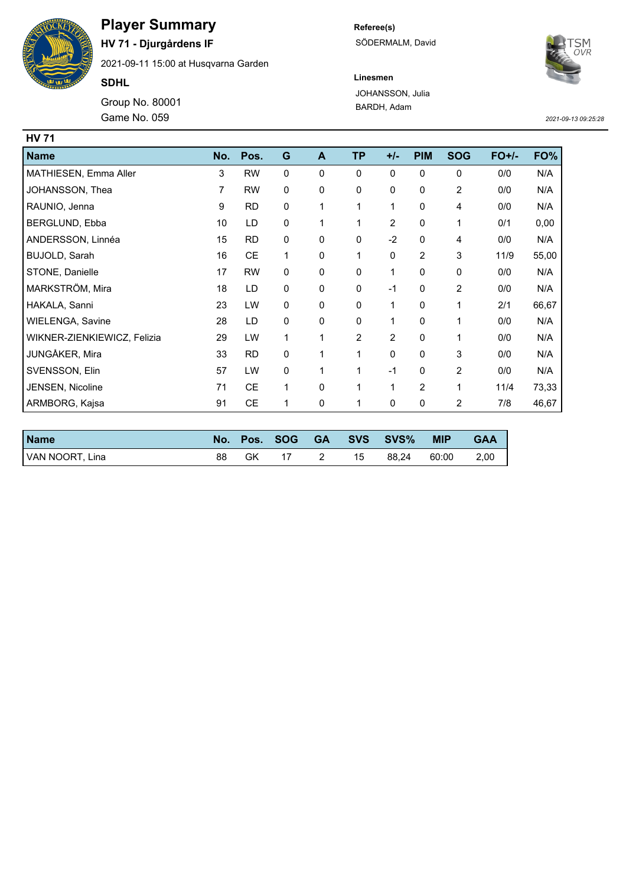# Player Summary

**HV 71 - Djurgårdens IF**

2021-09-11 15:00 at Husqvarna Garden

**SDHL**

Group No. 80001

Game No. 059

**Referee(s)**

SÖDERMALM, David

**Linesmen**

JOHANSSON, Julia

BARDH, Adam

*2021-09-13 09:25:28*

## HV 71

| Name | No. | Pos. | G | A | TP | +/- | PIM | SOG | FO+/- | FO% |
|---|---|---|---|---|---|---|---|---|---|---|
| MATHIESEN, Emma Aller | 3 | RW | 0 | 0 | 0 | 0 | 0 | 0 | 0/0 | N/A |
| JOHANSSON, Thea | 7 | RW | 0 | 0 | 0 | 0 | 0 | 2 | 0/0 | N/A |
| RAUNIO, Jenna | 9 | RD | 0 | 1 | 1 | 1 | 0 | 4 | 0/0 | N/A |
| BERGLUND, Ebba | 10 | LD | 0 | 1 | 1 | 2 | 0 | 1 | 0/1 | 0,00 |
| ANDERSSON, Linnéa | 15 | RD | 0 | 0 | 0 | -2 | 0 | 4 | 0/0 | N/A |
| BUJOLD, Sarah | 16 | CE | 1 | 0 | 1 | 0 | 2 | 3 | 11/9 | 55,00 |
| STONE, Danielle | 17 | RW | 0 | 0 | 0 | 1 | 0 | 0 | 0/0 | N/A |
| MARKSTRÖM, Mira | 18 | LD | 0 | 0 | 0 | -1 | 0 | 2 | 0/0 | N/A |
| HAKALA, Sanni | 23 | LW | 0 | 0 | 0 | 1 | 0 | 1 | 2/1 | 66,67 |
| WIELENGA, Savine | 28 | LD | 0 | 0 | 0 | 1 | 0 | 1 | 0/0 | N/A |
| WIKNER-ZIENKIEWICZ, Felizia | 29 | LW | 1 | 1 | 2 | 2 | 0 | 1 | 0/0 | N/A |
| JUNGÅKER, Mira | 33 | RD | 0 | 1 | 1 | 0 | 0 | 3 | 0/0 | N/A |
| SVENSSON, Elin | 57 | LW | 0 | 1 | 1 | -1 | 0 | 2 | 0/0 | N/A |
| JENSEN, Nicoline | 71 | CE | 1 | 0 | 1 | 1 | 2 | 1 | 11/4 | 73,33 |
| ARMBORG, Kajsa | 91 | CE | 1 | 0 | 1 | 0 | 0 | 2 | 7/8 | 46,67 |

| Name | No. | Pos. | SOG | GA | SVS | SVS% | MIP | GAA |
|---|---|---|---|---|---|---|---|---|
| VAN NOORT, Lina | 88 | GK | 17 | 2 | 15 | 88,24 | 60:00 | 2,00 |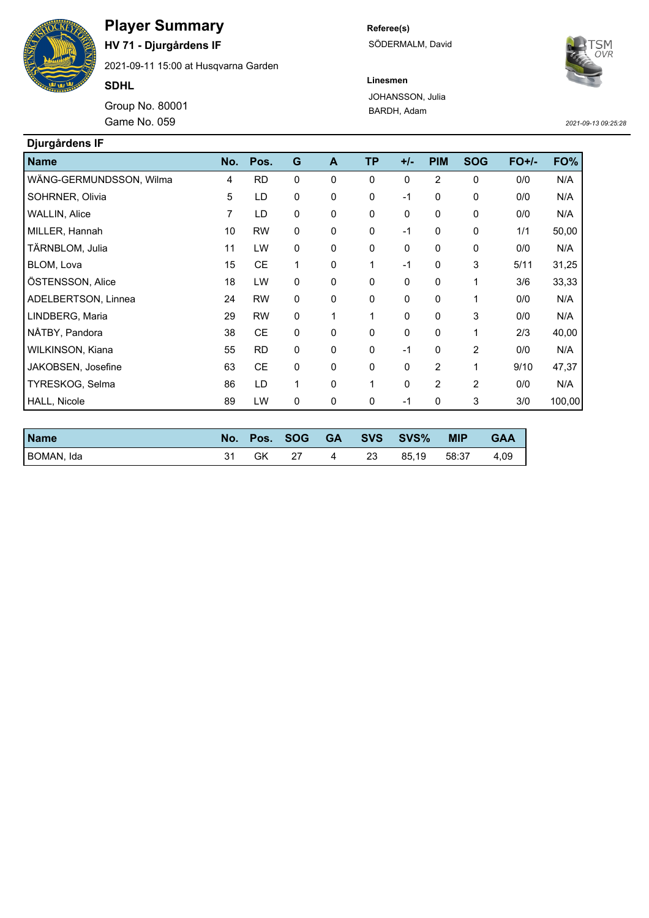# Player Summary

**HV 71 - Djurgårdens IF**

2021-09-11 15:00 at Husqvarna Garden

**SDHL**

Group No. 80001

Game No. 059

**Referee(s)**

SÖDERMALM, David

**Linesmen**

JOHANSSON, Julia

BARDH, Adam

*2021-09-13 09:25:28*

## Djurgårdens IF

| Name | No. | Pos. | G | A | TP | +/- | PIM | SOG | FO+/- | FO% |
|---|---|---|---|---|---|---|---|---|---|---|
| WÄNG-GERMUNDSSON, Wilma | 4 | RD | 0 | 0 | 0 | 0 | 2 | 0 | 0/0 | N/A |
| SOHRNER, Olivia | 5 | LD | 0 | 0 | 0 | -1 | 0 | 0 | 0/0 | N/A |
| WALLIN, Alice | 7 | LD | 0 | 0 | 0 | 0 | 0 | 0 | 0/0 | N/A |
| MILLER, Hannah | 10 | RW | 0 | 0 | 0 | -1 | 0 | 0 | 1/1 | 50,00 |
| TÄRNBLOM, Julia | 11 | LW | 0 | 0 | 0 | 0 | 0 | 0 | 0/0 | N/A |
| BLOM, Lova | 15 | CE | 1 | 0 | 1 | -1 | 0 | 3 | 5/11 | 31,25 |
| ÖSTENSSON, Alice | 18 | LW | 0 | 0 | 0 | 0 | 0 | 1 | 3/6 | 33,33 |
| ADELBERTSON, Linnea | 24 | RW | 0 | 0 | 0 | 0 | 0 | 1 | 0/0 | N/A |
| LINDBERG, Maria | 29 | RW | 0 | 1 | 1 | 0 | 0 | 3 | 0/0 | N/A |
| NÅTBY, Pandora | 38 | CE | 0 | 0 | 0 | 0 | 0 | 1 | 2/3 | 40,00 |
| WILKINSON, Kiana | 55 | RD | 0 | 0 | 0 | -1 | 0 | 2 | 0/0 | N/A |
| JAKOBSEN, Josefine | 63 | CE | 0 | 0 | 0 | 0 | 2 | 1 | 9/10 | 47,37 |
| TYRESKOG, Selma | 86 | LD | 1 | 0 | 1 | 0 | 2 | 2 | 0/0 | N/A |
| HALL, Nicole | 89 | LW | 0 | 0 | 0 | -1 | 0 | 3 | 3/0 | 100,00 |

| Name | No. | Pos. | SOG | GA | SVS | SVS% | MIP | GAA |
|---|---|---|---|---|---|---|---|---|
| BOMAN, Ida | 31 | GK | 27 | 4 | 23 | 85,19 | 58:37 | 4,09 |